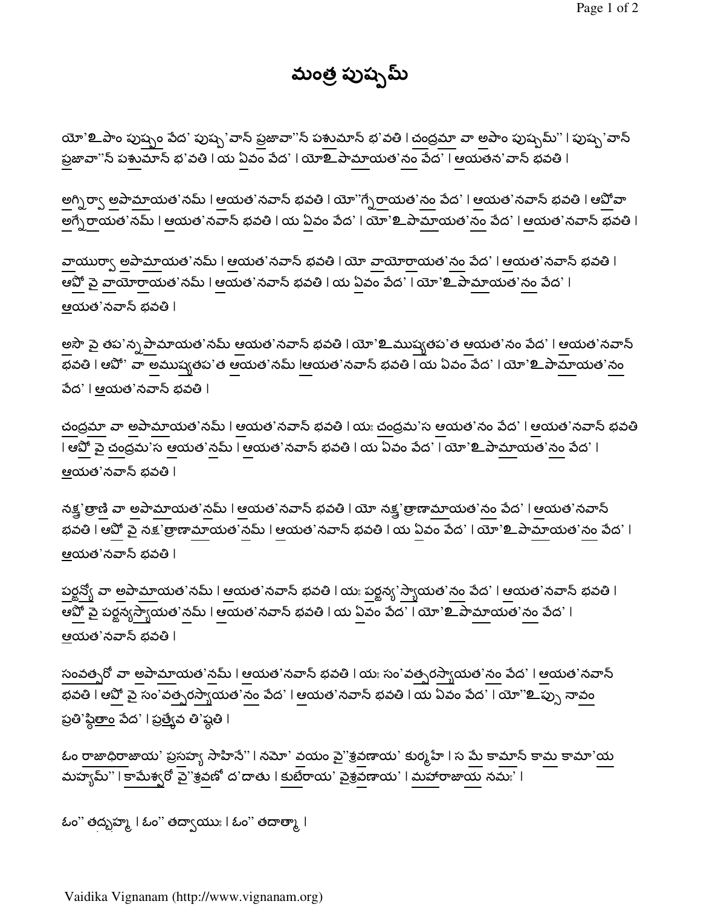# మంత్ర పుష్పమ్

యో'ఽపాం పుష్పం వేద' పుష్ప'వాన్ ప్రజావా''న్ పశుమాన్ భ'వతి | చంద్రమా వా అపాం పుష్పమ్'' | పుష్ప'వాన్ ప్రజావా''న్ పశుమాన్ భ'వతి | య ఏవం వేద' | యోఽపామాయత'నం వేద' | ఆయతన'వాన్ భవతి |

అగ్నిర్వా అపామాయత'నమ్ | ఆయత'నవాన్ భవతి | యో''గ్నేరాయత'నం వేద' | ఆయత'నవాన్ భవతి | ఆపోవా అగ్నేరాయత'నమ్ | ఆయత'నవాన్ భవతి | య ఏవం వేద' | యో'ఽపామాయత'నం వేద' | ఆయత'నవాన్ భవతి |

వాయుర్వా అపామాయత'నమ్ | ఆయత'నవాన్ భవతి | యో వాయోరాయత'నం వేద' | ఆయత'నవాన్ భవతి | ఆపో వై వాయోరాయత'నమ్ | ఆయత'నవాన్ భవతి | య ఏవం వేద' | యో'ఽపామాయత'నం వేద' | ఆయత'నవాన్ భవతి |

అసౌ వై తప'న్నపామాయత'నమ్ ఆయత'నవాన్ భవతి | యో'ఽముష్యతప'త ఆయత'నం వేద' | ఆయత'నవాన్ భవతి | ఆపో' వా అముష్యతప'త ఆయత'నమ్ |ఆయత'నవాన్ భవతి | య ఏవం వేద' | యో'ఽపామాయత'నం వేద' | ఆయత'నవాన్ భవతి |

చంద్రమా వా అపామాయత'నమ్ | ఆయత'నవాన్ భవతి | యః చంద్రమ'స ఆయత'నం వేద' | ఆయత'నవాన్ భవతి | ఆపో వై చంద్రమ'స ఆయత'నమ్ | ఆయత'నవాన్ భవతి | య ఏవం వేద' | యో'ఽపామాయత'నం వేద' | ఆయత'నవాన్ భవతి |

నక్ష'త్రాణి వా అపామాయత'నమ్ | ఆయత'నవాన్ భవతి | యో నక్ష'త్రాణామాయత'నం వేద' | ఆయత'నవాన్ భవతి | ఆపో వై నక్ష'త్రాణామాయత'నమ్ | ఆయత'నవాన్ భవతి | య ఏవం వేద' | యో'ఽపామాయత'నం వేద' | ఆయత'నవాన్ భవతి |

పర్జన్యో వా అపామాయత'నమ్ | ఆయత'నవాన్ భవతి | యః పర్జన్య'స్యాయత'నం వేద' | ఆయత'నవాన్ భవతి | ఆపో వై పర్జన్యస్యాయత'నమ్ | ఆయత'నవాన్ భవతి | య ఏవం వేద' | యో'ఽపామాయత'నం వేద' | ఆయత'నవాన్ భవతి |

సంవత్సరో వా అపామాయత'నమ్ | ఆయత'నవాన్ భవతి | యః సం'వత్సరస్యాయత'నం వేద' | ఆయత'నవాన్ భవతి | ఆపో వై సం'వత్సరస్యాయత'నం వేద' | ఆయత'నవాన్ భవతి | య ఏవం వేద' | యో''ఽప్సు నావం ప్రతి'ష్ఠితాం వేద' | ప్రత్యేవ తి'ష్ఠతి |

ఓం రాజాధిరాజాయ' ప్రసహ్య సాహినే'' | నమో' వయం వై''శ్రవణాయ' కుర్మహే | స మే కామాన్ కామ కామా'య మహ్యమ్'' | కామేశ్వరో వై''శ్రవణో ద'దాతు | కుబేరాయ' వైశ్రవణాయ' | మహారాజాయ నమః' |

ఓం'' తద్బ్రహ్మ | ఓం'' తద్వాయుః | ఓం'' తదాత్మా |

Vaidika Vignanam (http://www.vignanam.org)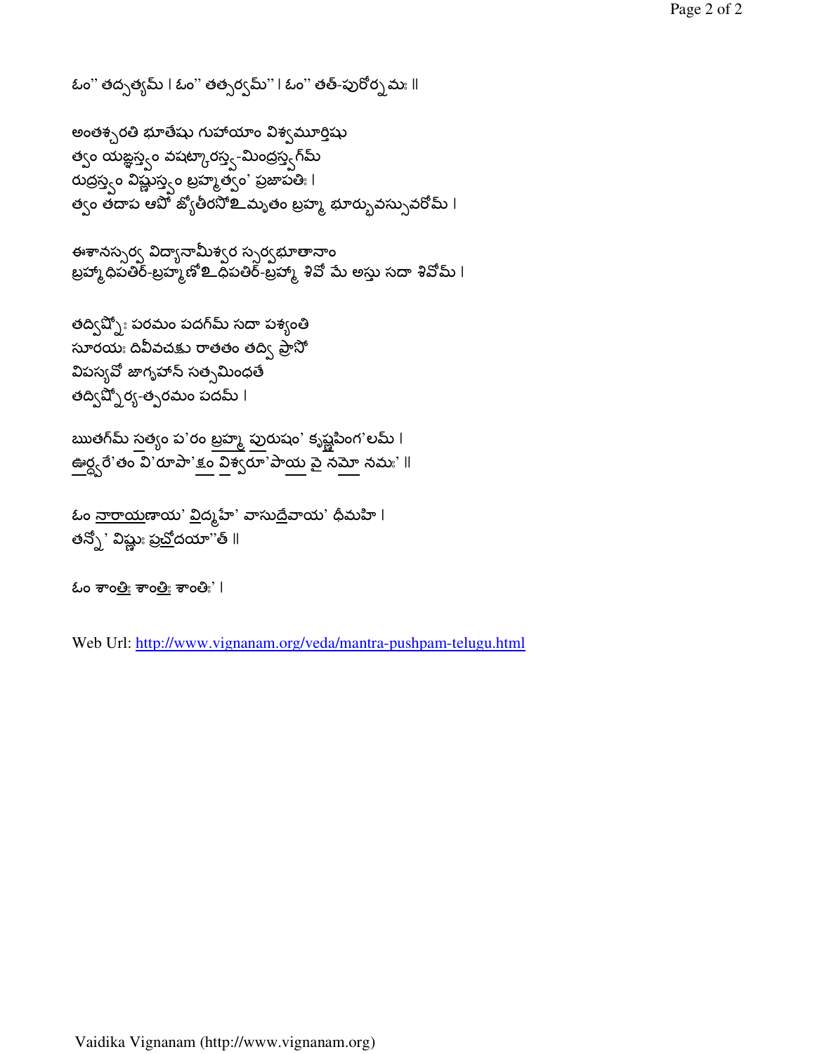ఓం॑ తద్బ్రహ్మ । ఓం॑ తద్వాయుః । ఓం॑ తదాత్మా ।
ఓం॑ తథ్సత్యమ్ । ఓం॑ తత్సర్వమ్॑ । ఓం॑ తత్-పురోర్నమః ॥

అంతశ్చరతి భూతేషు గుహాయాం విశ్వమూర్తిషు
త్వం యజ్ఞస్త్వం వషట్కారస్త్వ-మింద్రస్త్వగ్‍మ్
రుద్రస్త్వం విష్ణుస్త్వం బ్రహ్మత్వం॑ ప్రజాపతిః ।
త్వం తదాప ఆపో జ్యోతీరసోఽమృతం బ్రహ్మ భూర్భువస్సువరోమ్ ।

ఈశానస్సర్వ విద్యానామీశ్వర స్సర్వభూతానాం
బ్రహ్మాధిపతిర్-బ్రహ్మణోఽధిపతిర్-బ్రహ్మా శివో మే అస్తు సదా శివోమ్ ।

తద్విష్ణోః పరమం పదగ్‍మ్ సదా పశ్యంతి
సూరయః దివీవచక్షు రాతతం తద్వి ప్రాసో
విపస్యవో జాగృహాన్ సత్సమింధతే
తద్విష్ణోర్య-త్పరమం పదమ్ ।

ఋతగ్‍మ్ సత్యం ప॑రం బ్రహ్మ పురుషం॑ కృష్ణపింగ॑లమ్ ।
ఊర్ధ్వరే॑తం వి॑రూపా॑క్షం విశ్వరూ॑పాయ వై నమో నమః॑ ॥

ఓం నారాయణాయ॑ విద్మహే॑ వాసుదేవాయ॑ ధీమహి ।
తన్నో॑ విష్ణుః ప్రచోదయా॑త్ ॥

ఓం శాంతిః శాంతిః శాంతిః॑ ।

Web Url: http://www.vignanam.org/veda/mantra-pushpam-telugu.html

Vaidika Vignanam (http://www.vignanam.org)